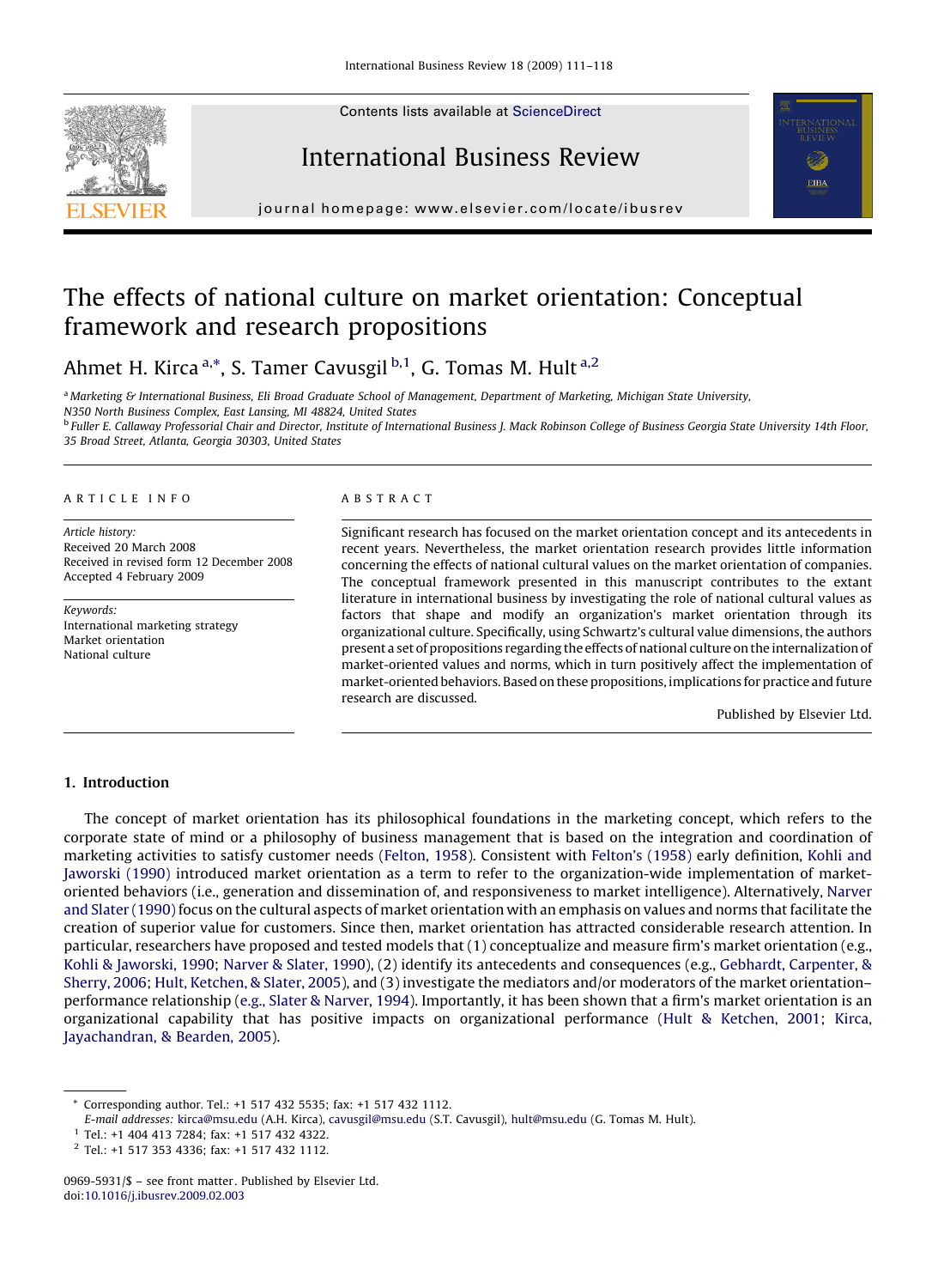# The effects of national culture on market orientation: Conceptual framework and research propositions

Ahmet H. Kirca [a,*], S. Tamer Cavusgil [b,1], G. Tomas M. Hult [a,2]

[a] Marketing & International Business, Eli Broad Graduate School of Management, Department of Marketing, Michigan State University, N350 North Business Complex, East Lansing, MI 48824, United States

[b] Fuller E. Callaway Professorial Chair and Director, Institute of International Business J. Mack Robinson College of Business Georgia State University 14th Floor, 35 Broad Street, Atlanta, Georgia 30303, United States

## ARTICLE INFO

*Article history:*
Received 20 March 2008
Received in revised form 12 December 2008
Accepted 4 February 2009

*Keywords:*
International marketing strategy
Market orientation
National culture

## ABSTRACT

Significant research has focused on the market orientation concept and its antecedents in recent years. Nevertheless, the market orientation research provides little information concerning the effects of national cultural values on the market orientation of companies. The conceptual framework presented in this manuscript contributes to the extant literature in international business by investigating the role of national cultural values as factors that shape and modify an organization's market orientation through its organizational culture. Specifically, using Schwartz's cultural value dimensions, the authors present a set of propositions regarding the effects of national culture on the internalization of market-oriented values and norms, which in turn positively affect the implementation of market-oriented behaviors. Based on these propositions, implications for practice and future research are discussed.

Published by Elsevier Ltd.

## 1. Introduction

The concept of market orientation has its philosophical foundations in the marketing concept, which refers to the corporate state of mind or a philosophy of business management that is based on the integration and coordination of marketing activities to satisfy customer needs (Felton, 1958). Consistent with Felton's (1958) early definition, Kohli and Jaworski (1990) introduced market orientation as a term to refer to the organization-wide implementation of market-oriented behaviors (i.e., generation and dissemination of, and responsiveness to market intelligence). Alternatively, Narver and Slater (1990) focus on the cultural aspects of market orientation with an emphasis on values and norms that facilitate the creation of superior value for customers. Since then, market orientation has attracted considerable research attention. In particular, researchers have proposed and tested models that (1) conceptualize and measure firm's market orientation (e.g., Kohli & Jaworski, 1990; Narver & Slater, 1990), (2) identify its antecedents and consequences (e.g., Gebhardt, Carpenter, & Sherry, 2006; Hult, Ketchen, & Slater, 2005), and (3) investigate the mediators and/or moderators of the market orientation–performance relationship (e.g., Slater & Narver, 1994). Importantly, it has been shown that a firm's market orientation is an organizational capability that has positive impacts on organizational performance (Hult & Ketchen, 2001; Kirca, Jayachandran, & Bearden, 2005).

\* Corresponding author. Tel.: +1 517 432 5535; fax: +1 517 432 1112.
*E-mail addresses:* kirca@msu.edu (A.H. Kirca), cavusgil@msu.edu (S.T. Cavusgil), hult@msu.edu (G. Tomas M. Hult).

[1] Tel.: +1 404 413 7284; fax: +1 517 432 4322.

[2] Tel.: +1 517 353 4336; fax: +1 517 432 1112.

0969-5931/$ – see front matter. Published by Elsevier Ltd.
doi:10.1016/j.ibusrev.2009.02.003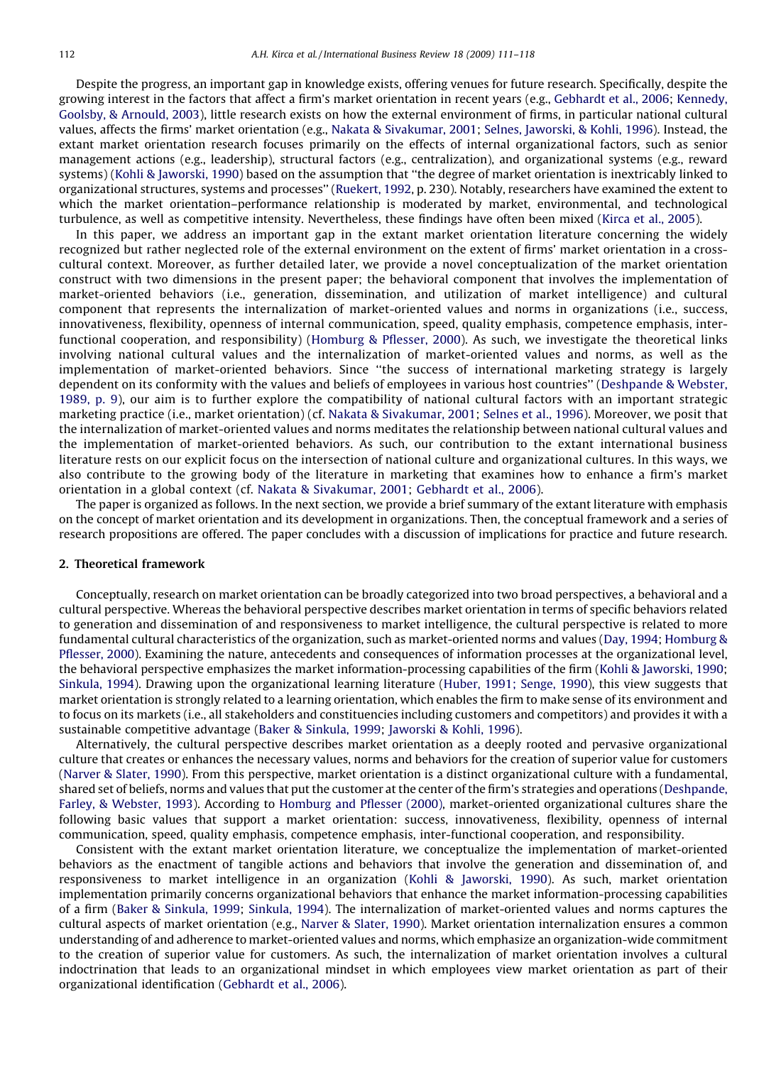Despite the progress, an important gap in knowledge exists, offering venues for future research. Specifically, despite the growing interest in the factors that affect a firm's market orientation in recent years (e.g., Gebhardt et al., 2006; Kennedy, Goolsby, & Arnould, 2003), little research exists on how the external environment of firms, in particular national cultural values, affects the firms' market orientation (e.g., Nakata & Sivakumar, 2001; Selnes, Jaworski, & Kohli, 1996). Instead, the extant market orientation research focuses primarily on the effects of internal organizational factors, such as senior management actions (e.g., leadership), structural factors (e.g., centralization), and organizational systems (e.g., reward systems) (Kohli & Jaworski, 1990) based on the assumption that ''the degree of market orientation is inextricably linked to organizational structures, systems and processes'' (Ruekert, 1992, p. 230). Notably, researchers have examined the extent to which the market orientation–performance relationship is moderated by market, environmental, and technological turbulence, as well as competitive intensity. Nevertheless, these findings have often been mixed (Kirca et al., 2005).

In this paper, we address an important gap in the extant market orientation literature concerning the widely recognized but rather neglected role of the external environment on the extent of firms' market orientation in a cross-cultural context. Moreover, as further detailed later, we provide a novel conceptualization of the market orientation construct with two dimensions in the present paper; the behavioral component that involves the implementation of market-oriented behaviors (i.e., generation, dissemination, and utilization of market intelligence) and cultural component that represents the internalization of market-oriented values and norms in organizations (i.e., success, innovativeness, flexibility, openness of internal communication, speed, quality emphasis, competence emphasis, inter-functional cooperation, and responsibility) (Homburg & Pflesser, 2000). As such, we investigate the theoretical links involving national cultural values and the internalization of market-oriented values and norms, as well as the implementation of market-oriented behaviors. Since ''the success of international marketing strategy is largely dependent on its conformity with the values and beliefs of employees in various host countries'' (Deshpande & Webster, 1989, p. 9), our aim is to further explore the compatibility of national cultural factors with an important strategic marketing practice (i.e., market orientation) (cf. Nakata & Sivakumar, 2001; Selnes et al., 1996). Moreover, we posit that the internalization of market-oriented values and norms meditates the relationship between national cultural values and the implementation of market-oriented behaviors. As such, our contribution to the extant international business literature rests on our explicit focus on the intersection of national culture and organizational cultures. In this ways, we also contribute to the growing body of the literature in marketing that examines how to enhance a firm's market orientation in a global context (cf. Nakata & Sivakumar, 2001; Gebhardt et al., 2006).

The paper is organized as follows. In the next section, we provide a brief summary of the extant literature with emphasis on the concept of market orientation and its development in organizations. Then, the conceptual framework and a series of research propositions are offered. The paper concludes with a discussion of implications for practice and future research.

## 2. Theoretical framework

Conceptually, research on market orientation can be broadly categorized into two broad perspectives, a behavioral and a cultural perspective. Whereas the behavioral perspective describes market orientation in terms of specific behaviors related to generation and dissemination of and responsiveness to market intelligence, the cultural perspective is related to more fundamental cultural characteristics of the organization, such as market-oriented norms and values (Day, 1994; Homburg & Pflesser, 2000). Examining the nature, antecedents and consequences of information processes at the organizational level, the behavioral perspective emphasizes the market information-processing capabilities of the firm (Kohli & Jaworski, 1990; Sinkula, 1994). Drawing upon the organizational learning literature (Huber, 1991; Senge, 1990), this view suggests that market orientation is strongly related to a learning orientation, which enables the firm to make sense of its environment and to focus on its markets (i.e., all stakeholders and constituencies including customers and competitors) and provides it with a sustainable competitive advantage (Baker & Sinkula, 1999; Jaworski & Kohli, 1996).

Alternatively, the cultural perspective describes market orientation as a deeply rooted and pervasive organizational culture that creates or enhances the necessary values, norms and behaviors for the creation of superior value for customers (Narver & Slater, 1990). From this perspective, market orientation is a distinct organizational culture with a fundamental, shared set of beliefs, norms and values that put the customer at the center of the firm's strategies and operations (Deshpande, Farley, & Webster, 1993). According to Homburg and Pflesser (2000), market-oriented organizational cultures share the following basic values that support a market orientation: success, innovativeness, flexibility, openness of internal communication, speed, quality emphasis, competence emphasis, inter-functional cooperation, and responsibility.

Consistent with the extant market orientation literature, we conceptualize the implementation of market-oriented behaviors as the enactment of tangible actions and behaviors that involve the generation and dissemination of, and responsiveness to market intelligence in an organization (Kohli & Jaworski, 1990). As such, market orientation implementation primarily concerns organizational behaviors that enhance the market information-processing capabilities of a firm (Baker & Sinkula, 1999; Sinkula, 1994). The internalization of market-oriented values and norms captures the cultural aspects of market orientation (e.g., Narver & Slater, 1990). Market orientation internalization ensures a common understanding of and adherence to market-oriented values and norms, which emphasize an organization-wide commitment to the creation of superior value for customers. As such, the internalization of market orientation involves a cultural indoctrination that leads to an organizational mindset in which employees view market orientation as part of their organizational identification (Gebhardt et al., 2006).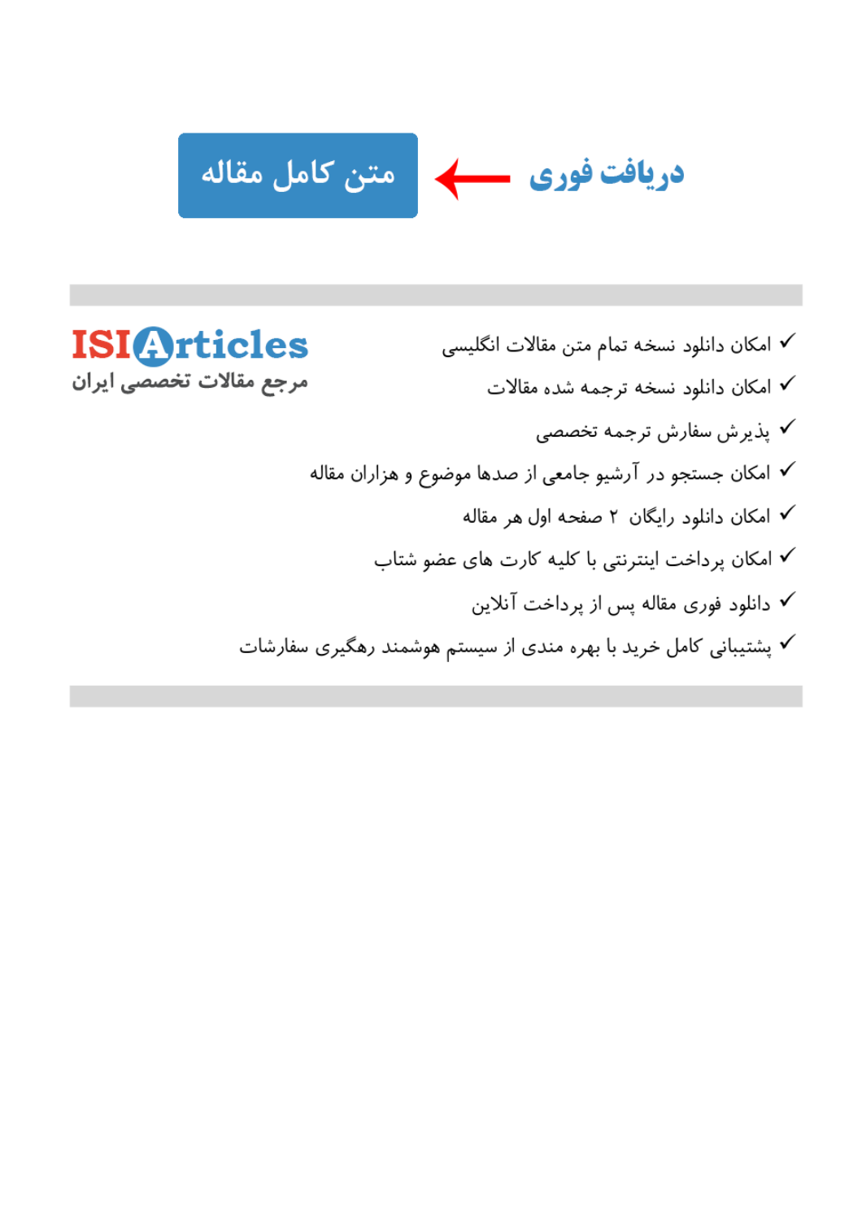دریافت فوری ← **متن کامل مقاله**

**ISIArticles**
مرجع مقالات تخصصی ایران

- ✓ امکان دانلود نسخه تمام متن مقالات انگلیسی
- ✓ امکان دانلود نسخه ترجمه شده مقالات
- ✓ پذیرش سفارش ترجمه تخصصی
- ✓ امکان جستجو در آرشیو جامعی از صدها موضوع و هزاران مقاله
- ✓ امکان دانلود رایگان ۲ صفحه اول هر مقاله
- ✓ امکان پرداخت اینترنتی با کلیه کارت های عضو شتاب
- ✓ دانلود فوری مقاله پس از پرداخت آنلاین
- ✓ پشتیبانی کامل خرید با بهره مندی از سیستم هوشمند رهگیری سفارشات